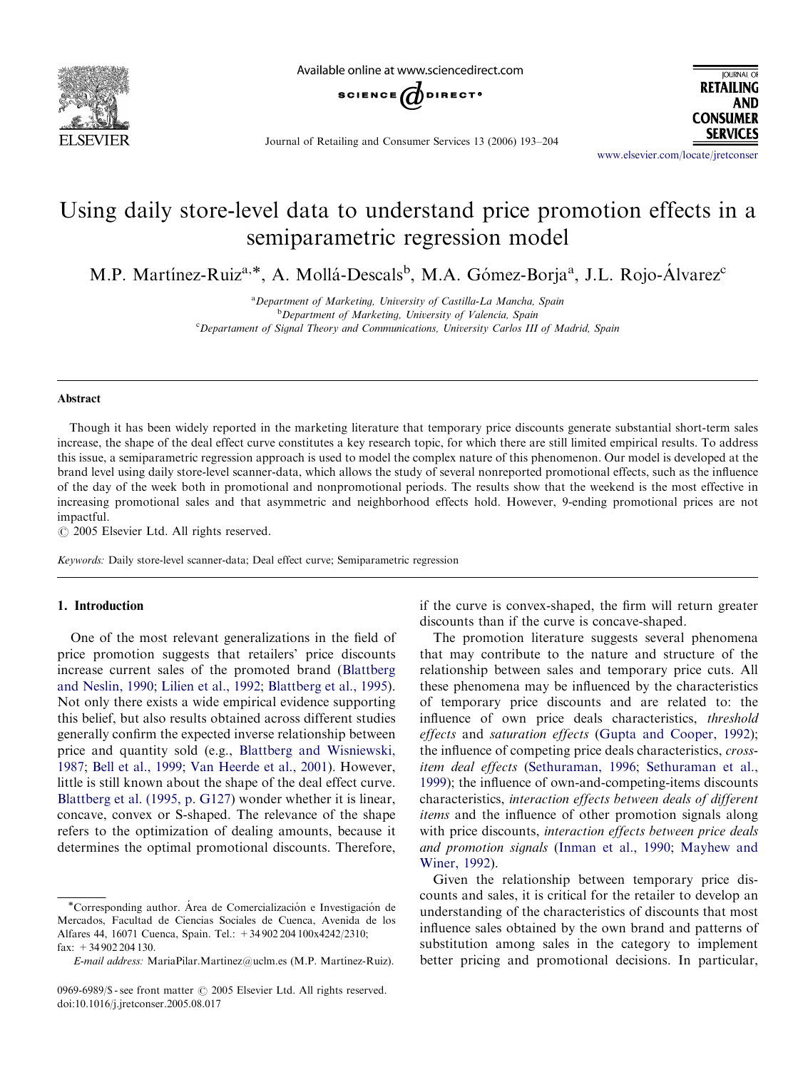# Using daily store-level data to understand price promotion effects in a semiparametric regression model

M.P. Martínez-Ruiz[a,*], A. Mollá-Descals[b], M.A. Gómez-Borja[a], J.L. Rojo-Álvarez[c]

[a] Department of Marketing, University of Castilla-La Mancha, Spain
[b] Department of Marketing, University of Valencia, Spain
[c] Departament of Signal Theory and Communications, University Carlos III of Madrid, Spain

## Abstract

Though it has been widely reported in the marketing literature that temporary price discounts generate substantial short-term sales increase, the shape of the deal effect curve constitutes a key research topic, for which there are still limited empirical results. To address this issue, a semiparametric regression approach is used to model the complex nature of this phenomenon. Our model is developed at the brand level using daily store-level scanner-data, which allows the study of several nonreported promotional effects, such as the influence of the day of the week both in promotional and nonpromotional periods. The results show that the weekend is the most effective in increasing promotional sales and that asymmetric and neighborhood effects hold. However, 9-ending promotional prices are not impactful.

© 2005 Elsevier Ltd. All rights reserved.

*Keywords:* Daily store-level scanner-data; Deal effect curve; Semiparametric regression

## 1. Introduction

One of the most relevant generalizations in the field of price promotion suggests that retailers' price discounts increase current sales of the promoted brand (Blattberg and Neslin, 1990; Lilien et al., 1992; Blattberg et al., 1995). Not only there exists a wide empirical evidence supporting this belief, but also results obtained across different studies generally confirm the expected inverse relationship between price and quantity sold (e.g., Blattberg and Wisniewski, 1987; Bell et al., 1999; Van Heerde et al., 2001). However, little is still known about the shape of the deal effect curve. Blattberg et al. (1995, p. G127) wonder whether it is linear, concave, convex or S-shaped. The relevance of the shape refers to the optimization of dealing amounts, because it determines the optimal promotional discounts. Therefore, if the curve is convex-shaped, the firm will return greater discounts than if the curve is concave-shaped.

The promotion literature suggests several phenomena that may contribute to the nature and structure of the relationship between sales and temporary price cuts. All these phenomena may be influenced by the characteristics of temporary price discounts and are related to: the influence of own price deals characteristics, *threshold effects* and *saturation effects* (Gupta and Cooper, 1992); the influence of competing price deals characteristics, *cross-item deal effects* (Sethuraman, 1996; Sethuraman et al., 1999); the influence of own-and-competing-items discounts characteristics, *interaction effects between deals of different items* and the influence of other promotion signals along with price discounts, *interaction effects between price deals and promotion signals* (Inman et al., 1990; Mayhew and Winer, 1992).

Given the relationship between temporary price discounts and sales, it is critical for the retailer to develop an understanding of the characteristics of discounts that most influence sales obtained by the own brand and patterns of substitution among sales in the category to implement better pricing and promotional decisions. In particular,

---

*Corresponding author. Área de Comercialización e Investigación de Mercados, Facultad de Ciencias Sociales de Cuenca, Avenida de los Alfares 44, 16071 Cuenca, Spain. Tel.: +34 902 204 100x4242/2310; fax: +34 902 204 130.

*E-mail address:* MariaPilar.Martinez@uclm.es (M.P. Martínez-Ruiz).

0969-6989/$ - see front matter © 2005 Elsevier Ltd. All rights reserved.
doi:10.1016/j.jretconser.2005.08.017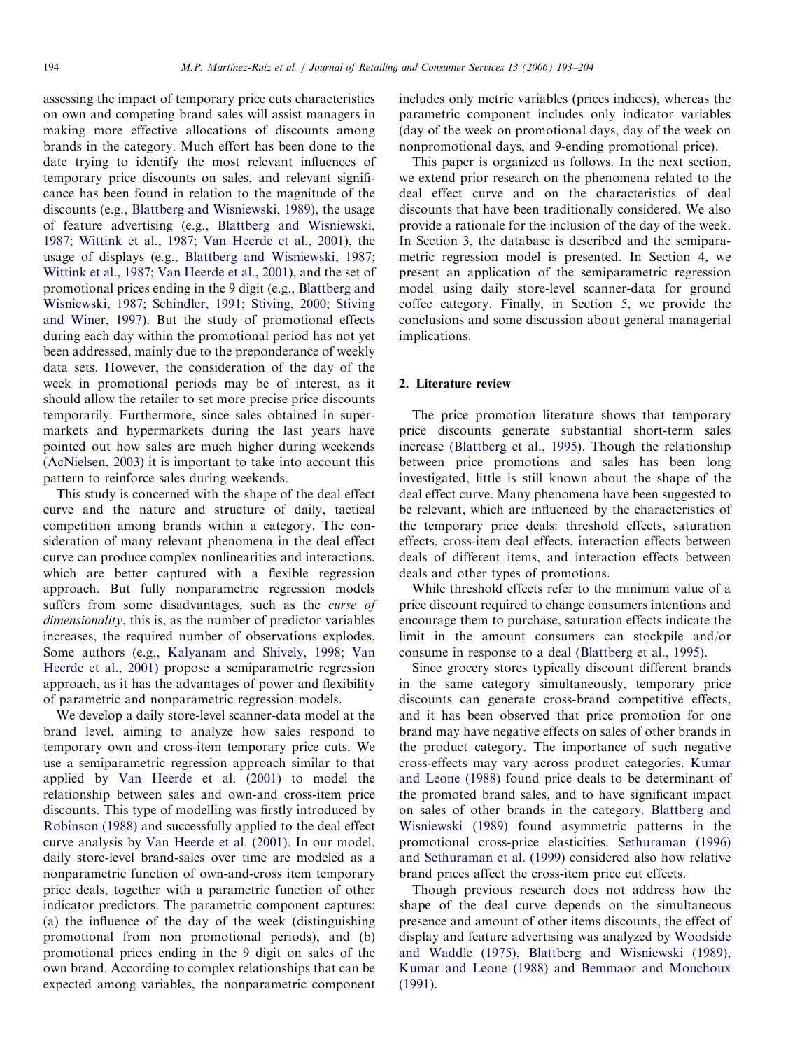assessing the impact of temporary price cuts characteristics on own and competing brand sales will assist managers in making more effective allocations of discounts among brands in the category. Much effort has been done to the date trying to identify the most relevant influences of temporary price discounts on sales, and relevant significance has been found in relation to the magnitude of the discounts (e.g., Blattberg and Wisniewski, 1989), the usage of feature advertising (e.g., Blattberg and Wisniewski, 1987; Wittink et al., 1987; Van Heerde et al., 2001), the usage of displays (e.g., Blattberg and Wisniewski, 1987; Wittink et al., 1987; Van Heerde et al., 2001), and the set of promotional prices ending in the 9 digit (e.g., Blattberg and Wisniewski, 1987; Schindler, 1991; Stiving, 2000; Stiving and Winer, 1997). But the study of promotional effects during each day within the promotional period has not yet been addressed, mainly due to the preponderance of weekly data sets. However, the consideration of the day of the week in promotional periods may be of interest, as it should allow the retailer to set more precise price discounts temporarily. Furthermore, since sales obtained in supermarkets and hypermarkets during the last years have pointed out how sales are much higher during weekends (AcNielsen, 2003) it is important to take into account this pattern to reinforce sales during weekends.

This study is concerned with the shape of the deal effect curve and the nature and structure of daily, tactical competition among brands within a category. The consideration of many relevant phenomena in the deal effect curve can produce complex nonlinearities and interactions, which are better captured with a flexible regression approach. But fully nonparametric regression models suffers from some disadvantages, such as the *curse of dimensionality*, this is, as the number of predictor variables increases, the required number of observations explodes. Some authors (e.g., Kalyanam and Shively, 1998; Van Heerde et al., 2001) propose a semiparametric regression approach, as it has the advantages of power and flexibility of parametric and nonparametric regression models.

We develop a daily store-level scanner-data model at the brand level, aiming to analyze how sales respond to temporary own and cross-item temporary price cuts. We use a semiparametric regression approach similar to that applied by Van Heerde et al. (2001) to model the relationship between sales and own-and cross-item price discounts. This type of modelling was firstly introduced by Robinson (1988) and successfully applied to the deal effect curve analysis by Van Heerde et al. (2001). In our model, daily store-level brand-sales over time are modeled as a nonparametric function of own-and-cross item temporary price deals, together with a parametric function of other indicator predictors. The parametric component captures: (a) the influence of the day of the week (distinguishing promotional from non promotional periods), and (b) promotional prices ending in the 9 digit on sales of the own brand. According to complex relationships that can be expected among variables, the nonparametric component includes only metric variables (prices indices), whereas the parametric component includes only indicator variables (day of the week on promotional days, day of the week on nonpromotional days, and 9-ending promotional price).

This paper is organized as follows. In the next section, we extend prior research on the phenomena related to the deal effect curve and on the characteristics of deal discounts that have been traditionally considered. We also provide a rationale for the inclusion of the day of the week. In Section 3, the database is described and the semiparametric regression model is presented. In Section 4, we present an application of the semiparametric regression model using daily store-level scanner-data for ground coffee category. Finally, in Section 5, we provide the conclusions and some discussion about general managerial implications.

## 2. Literature review

The price promotion literature shows that temporary price discounts generate substantial short-term sales increase (Blattberg et al., 1995). Though the relationship between price promotions and sales has been long investigated, little is still known about the shape of the deal effect curve. Many phenomena have been suggested to be relevant, which are influenced by the characteristics of the temporary price deals: threshold effects, saturation effects, cross-item deal effects, interaction effects between deals of different items, and interaction effects between deals and other types of promotions.

While threshold effects refer to the minimum value of a price discount required to change consumers intentions and encourage them to purchase, saturation effects indicate the limit in the amount consumers can stockpile and/or consume in response to a deal (Blattberg et al., 1995).

Since grocery stores typically discount different brands in the same category simultaneously, temporary price discounts can generate cross-brand competitive effects, and it has been observed that price promotion for one brand may have negative effects on sales of other brands in the product category. The importance of such negative cross-effects may vary across product categories. Kumar and Leone (1988) found price deals to be determinant of the promoted brand sales, and to have significant impact on sales of other brands in the category. Blattberg and Wisniewski (1989) found asymmetric patterns in the promotional cross-price elasticities. Sethuraman (1996) and Sethuraman et al. (1999) considered also how relative brand prices affect the cross-item price cut effects.

Though previous research does not address how the shape of the deal curve depends on the simultaneous presence and amount of other items discounts, the effect of display and feature advertising was analyzed by Woodside and Waddle (1975), Blattberg and Wisniewski (1989), Kumar and Leone (1988) and Bemmaor and Mouchoux (1991).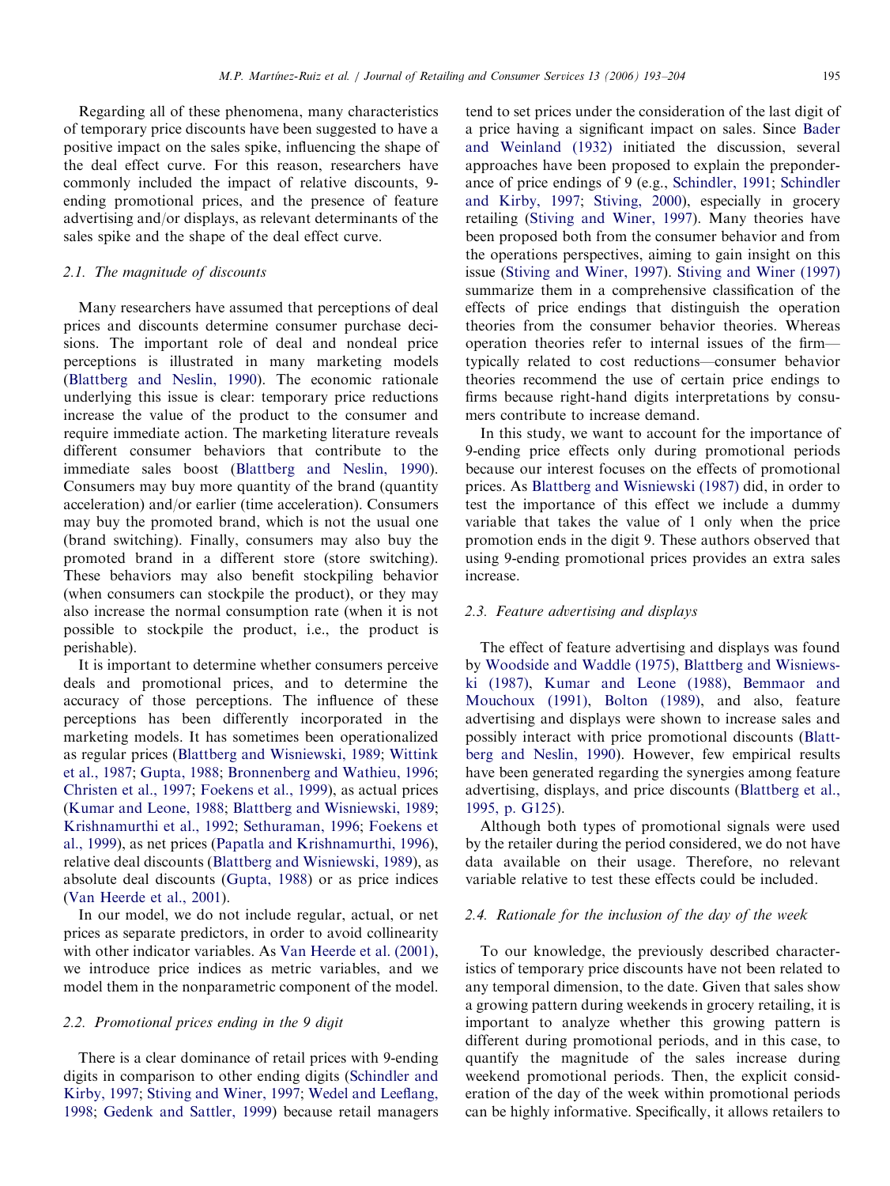Regarding all of these phenomena, many characteristics of temporary price discounts have been suggested to have a positive impact on the sales spike, influencing the shape of the deal effect curve. For this reason, researchers have commonly included the impact of relative discounts, 9-ending promotional prices, and the presence of feature advertising and/or displays, as relevant determinants of the sales spike and the shape of the deal effect curve.

### 2.1. The magnitude of discounts

Many researchers have assumed that perceptions of deal prices and discounts determine consumer purchase decisions. The important role of deal and nondeal price perceptions is illustrated in many marketing models (Blattberg and Neslin, 1990). The economic rationale underlying this issue is clear: temporary price reductions increase the value of the product to the consumer and require immediate action. The marketing literature reveals different consumer behaviors that contribute to the immediate sales boost (Blattberg and Neslin, 1990). Consumers may buy more quantity of the brand (quantity acceleration) and/or earlier (time acceleration). Consumers may buy the promoted brand, which is not the usual one (brand switching). Finally, consumers may also buy the promoted brand in a different store (store switching). These behaviors may also benefit stockpiling behavior (when consumers can stockpile the product), or they may also increase the normal consumption rate (when it is not possible to stockpile the product, i.e., the product is perishable).

It is important to determine whether consumers perceive deals and promotional prices, and to determine the accuracy of those perceptions. The influence of these perceptions has been differently incorporated in the marketing models. It has sometimes been operationalized as regular prices (Blattberg and Wisniewski, 1989; Wittink et al., 1987; Gupta, 1988; Bronnenberg and Wathieu, 1996; Christen et al., 1997; Foekens et al., 1999), as actual prices (Kumar and Leone, 1988; Blattberg and Wisniewski, 1989; Krishnamurthi et al., 1992; Sethuraman, 1996; Foekens et al., 1999), as net prices (Papatla and Krishnamurthi, 1996), relative deal discounts (Blattberg and Wisniewski, 1989), as absolute deal discounts (Gupta, 1988) or as price indices (Van Heerde et al., 2001).

In our model, we do not include regular, actual, or net prices as separate predictors, in order to avoid collinearity with other indicator variables. As Van Heerde et al. (2001), we introduce price indices as metric variables, and we model them in the nonparametric component of the model.

### 2.2. Promotional prices ending in the 9 digit

There is a clear dominance of retail prices with 9-ending digits in comparison to other ending digits (Schindler and Kirby, 1997; Stiving and Winer, 1997; Wedel and Leeflang, 1998; Gedenk and Sattler, 1999) because retail managers tend to set prices under the consideration of the last digit of a price having a significant impact on sales. Since Bader and Weinland (1932) initiated the discussion, several approaches have been proposed to explain the preponderance of price endings of 9 (e.g., Schindler, 1991; Schindler and Kirby, 1997; Stiving, 2000), especially in grocery retailing (Stiving and Winer, 1997). Many theories have been proposed both from the consumer behavior and from the operations perspectives, aiming to gain insight on this issue (Stiving and Winer, 1997). Stiving and Winer (1997) summarize them in a comprehensive classification of the effects of price endings that distinguish the operation theories from the consumer behavior theories. Whereas operation theories refer to internal issues of the firm—typically related to cost reductions—consumer behavior theories recommend the use of certain price endings to firms because right-hand digits interpretations by consumers contribute to increase demand.

In this study, we want to account for the importance of 9-ending price effects only during promotional periods because our interest focuses on the effects of promotional prices. As Blattberg and Wisniewski (1987) did, in order to test the importance of this effect we include a dummy variable that takes the value of 1 only when the price promotion ends in the digit 9. These authors observed that using 9-ending promotional prices provides an extra sales increase.

### 2.3. Feature advertising and displays

The effect of feature advertising and displays was found by Woodside and Waddle (1975), Blattberg and Wisniewski (1987), Kumar and Leone (1988), Bemmaor and Mouchoux (1991), Bolton (1989), and also, feature advertising and displays were shown to increase sales and possibly interact with price promotional discounts (Blattberg and Neslin, 1990). However, few empirical results have been generated regarding the synergies among feature advertising, displays, and price discounts (Blattberg et al., 1995, p. G125).

Although both types of promotional signals were used by the retailer during the period considered, we do not have data available on their usage. Therefore, no relevant variable relative to test these effects could be included.

### 2.4. Rationale for the inclusion of the day of the week

To our knowledge, the previously described characteristics of temporary price discounts have not been related to any temporal dimension, to the date. Given that sales show a growing pattern during weekends in grocery retailing, it is important to analyze whether this growing pattern is different during promotional periods, and in this case, to quantify the magnitude of the sales increase during weekend promotional periods. Then, the explicit consideration of the day of the week within promotional periods can be highly informative. Specifically, it allows retailers to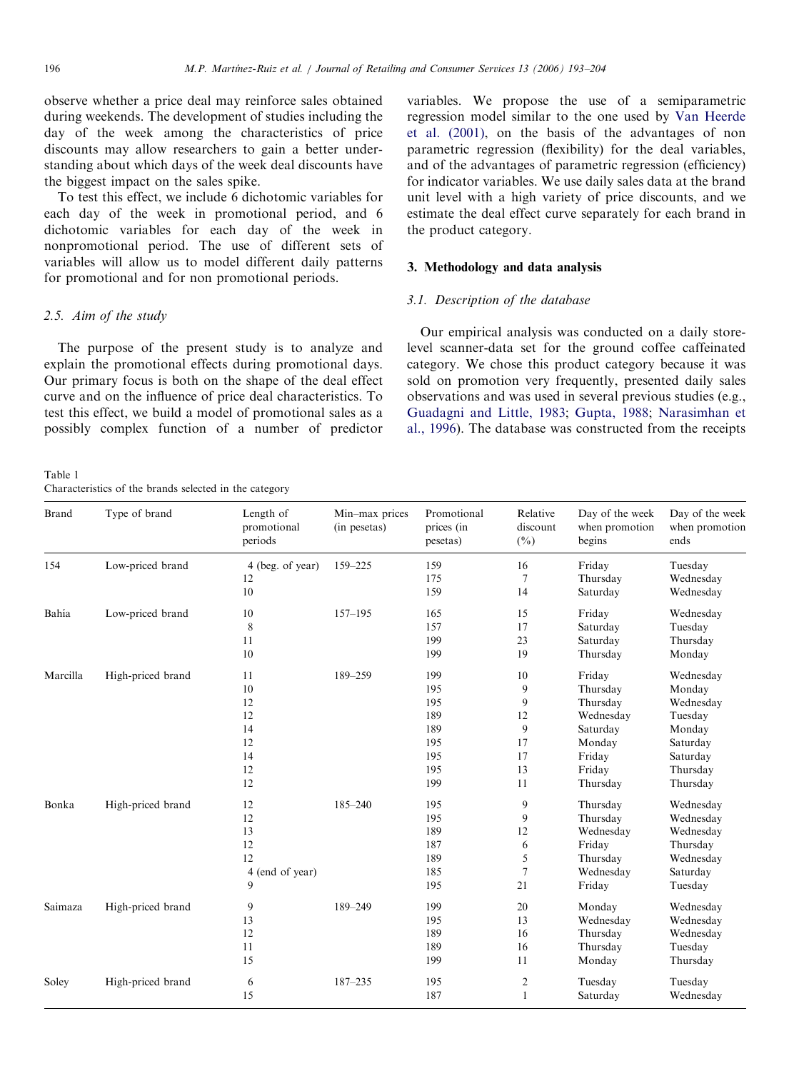observe whether a price deal may reinforce sales obtained during weekends. The development of studies including the day of the week among the characteristics of price discounts may allow researchers to gain a better understanding about which days of the week deal discounts have the biggest impact on the sales spike.

To test this effect, we include 6 dichotomic variables for each day of the week in promotional period, and 6 dichotomic variables for each day of the week in nonpromotional period. The use of different sets of variables will allow us to model different daily patterns for promotional and for non promotional periods.

### 2.5. Aim of the study

The purpose of the present study is to analyze and explain the promotional effects during promotional days. Our primary focus is both on the shape of the deal effect curve and on the influence of price deal characteristics. To test this effect, we build a model of promotional sales as a possibly complex function of a number of predictor variables. We propose the use of a semiparametric regression model similar to the one used by Van Heerde et al. (2001), on the basis of the advantages of non parametric regression (flexibility) for the deal variables, and of the advantages of parametric regression (efficiency) for indicator variables. We use daily sales data at the brand unit level with a high variety of price discounts, and we estimate the deal effect curve separately for each brand in the product category.

## 3. Methodology and data analysis

### 3.1. Description of the database

Our empirical analysis was conducted on a daily store-level scanner-data set for the ground coffee caffeinated category. We chose this product category because it was sold on promotion very frequently, presented daily sales observations and was used in several previous studies (e.g., Guadagni and Little, 1983; Gupta, 1988; Narasimhan et al., 1996). The database was constructed from the receipts

Table 1
Characteristics of the brands selected in the category

| Brand | Type of brand | Length of promotional periods | Min–max prices (in pesetas) | Promotional prices (in pesetas) | Relative discount (%) | Day of the week when promotion begins | Day of the week when promotion ends |
|---|---|---|---|---|---|---|---|
| 154 | Low-priced brand | 4 (beg. of year) | 159–225 | 159 | 16 | Friday | Tuesday |
| | | 12 | | 175 | 7 | Thursday | Wednesday |
| | | 10 | | 159 | 14 | Saturday | Wednesday |
| Bahía | Low-priced brand | 10 | 157–195 | 165 | 15 | Friday | Wednesday |
| | | 8 | | 157 | 17 | Saturday | Tuesday |
| | | 11 | | 199 | 23 | Saturday | Thursday |
| | | 10 | | 199 | 19 | Thursday | Monday |
| Marcilla | High-priced brand | 11 | 189–259 | 199 | 10 | Friday | Wednesday |
| | | 10 | | 195 | 9 | Thursday | Monday |
| | | 12 | | 195 | 9 | Thursday | Wednesday |
| | | 12 | | 189 | 12 | Wednesday | Tuesday |
| | | 14 | | 189 | 9 | Saturday | Monday |
| | | 12 | | 195 | 17 | Monday | Saturday |
| | | 14 | | 195 | 17 | Friday | Saturday |
| | | 12 | | 195 | 13 | Friday | Thursday |
| | | 12 | | 199 | 11 | Thursday | Thursday |
| Bonka | High-priced brand | 12 | 185–240 | 195 | 9 | Thursday | Wednesday |
| | | 12 | | 195 | 9 | Thursday | Wednesday |
| | | 13 | | 189 | 12 | Wednesday | Wednesday |
| | | 12 | | 187 | 6 | Friday | Thursday |
| | | 12 | | 189 | 5 | Thursday | Wednesday |
| | | 4 (end of year) | | 185 | 7 | Wednesday | Saturday |
| | | 9 | | 195 | 21 | Friday | Tuesday |
| Saimaza | High-priced brand | 9 | 189–249 | 199 | 20 | Monday | Wednesday |
| | | 13 | | 195 | 13 | Wednesday | Wednesday |
| | | 12 | | 189 | 16 | Thursday | Wednesday |
| | | 11 | | 189 | 16 | Thursday | Tuesday |
| | | 15 | | 199 | 11 | Monday | Thursday |
| Soley | High-priced brand | 6 | 187–235 | 195 | 2 | Tuesday | Tuesday |
| | | 15 | | 187 | 1 | Saturday | Wednesday |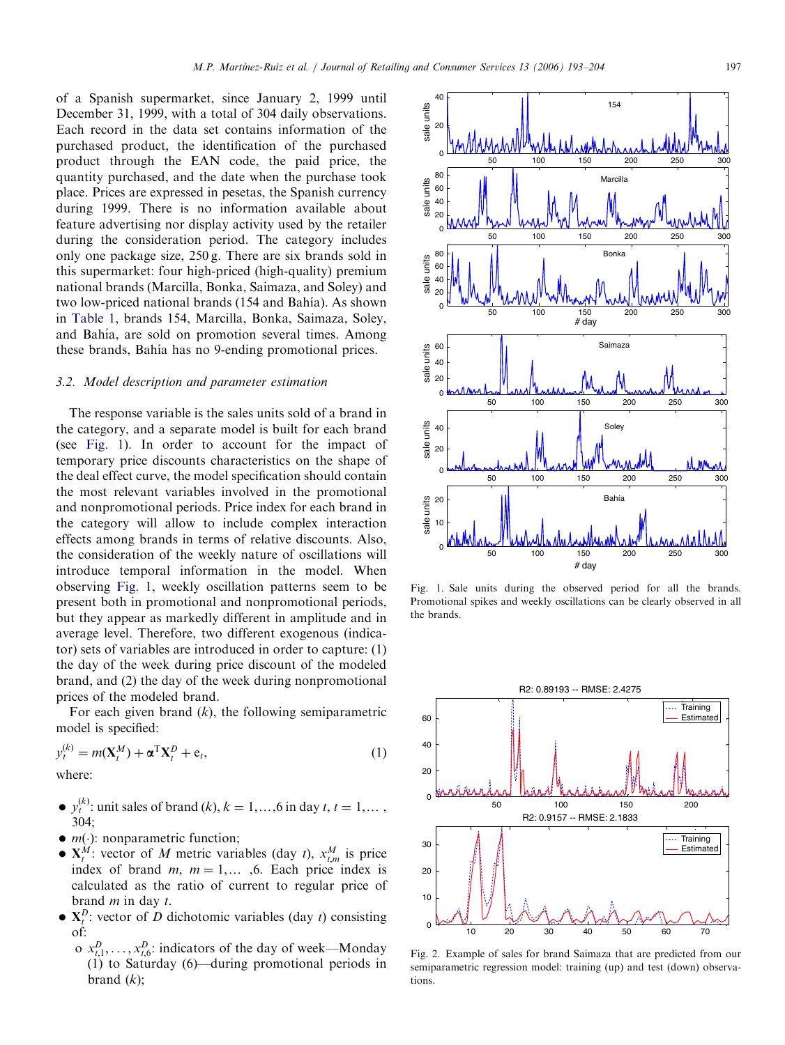of a Spanish supermarket, since January 2, 1999 until December 31, 1999, with a total of 304 daily observations. Each record in the data set contains information of the purchased product, the identification of the purchased product through the EAN code, the paid price, the quantity purchased, and the date when the purchase took place. Prices are expressed in pesetas, the Spanish currency during 1999. There is no information available about feature advertising nor display activity used by the retailer during the consideration period. The category includes only one package size, 250 g. There are six brands sold in this supermarket: four high-priced (high-quality) premium national brands (Marcilla, Bonka, Saimaza, and Soley) and two low-priced national brands (154 and Bahía). As shown in Table 1, brands 154, Marcilla, Bonka, Saimaza, Soley, and Bahía, are sold on promotion several times. Among these brands, Bahía has no 9-ending promotional prices.

### 3.2. Model description and parameter estimation

The response variable is the sales units sold of a brand in the category, and a separate model is built for each brand (see Fig. 1). In order to account for the impact of temporary price discounts characteristics on the shape of the deal effect curve, the model specification should contain the most relevant variables involved in the promotional and nonpromotional periods. Price index for each brand in the category will allow to include complex interaction effects among brands in terms of relative discounts. Also, the consideration of the weekly nature of oscillations will introduce temporal information in the model. When observing Fig. 1, weekly oscillation patterns seem to be present both in promotional and nonpromotional periods, but they appear as markedly different in amplitude and in average level. Therefore, two different exogenous (indicator) sets of variables are introduced in order to capture: (1) the day of the week during price discount of the modeled brand, and (2) the day of the week during nonpromotional prices of the modeled brand.

For each given brand ($k$), the following semiparametric model is specified:

$$y_t^{(k)} = m(\mathbf{X}_t^M) + \boldsymbol{\alpha}^{\mathrm{T}}\mathbf{X}_t^D + \mathrm{e}_t, \tag{1}$$

where:

- $y_t^{(k)}$: unit sales of brand ($k$), $k = 1,\ldots,6$ in day $t$, $t = 1,\ldots,304$;
- $m(\cdot)$: nonparametric function;
- $\mathbf{X}_t^M$: vector of $M$ metric variables (day $t$), $x_{t,m}^M$ is price index of brand $m$, $m = 1,\ldots,6$. Each price index is calculated as the ratio of current to regular price of brand $m$ in day $t$.
- $\mathbf{X}_t^D$: vector of $D$ dichotomic variables (day $t$) consisting of:
  - $x_{t,1}^D,\ldots,x_{t,6}^D$: indicators of the day of week—Monday (1) to Saturday (6)—during promotional periods in brand ($k$);

Fig. 1. Sale units during the observed period for all the brands. Promotional spikes and weekly oscillations can be clearly observed in all the brands.

Fig. 2. Example of sales for brand Saimaza that are predicted from our semiparametric regression model: training (up) and test (down) observations.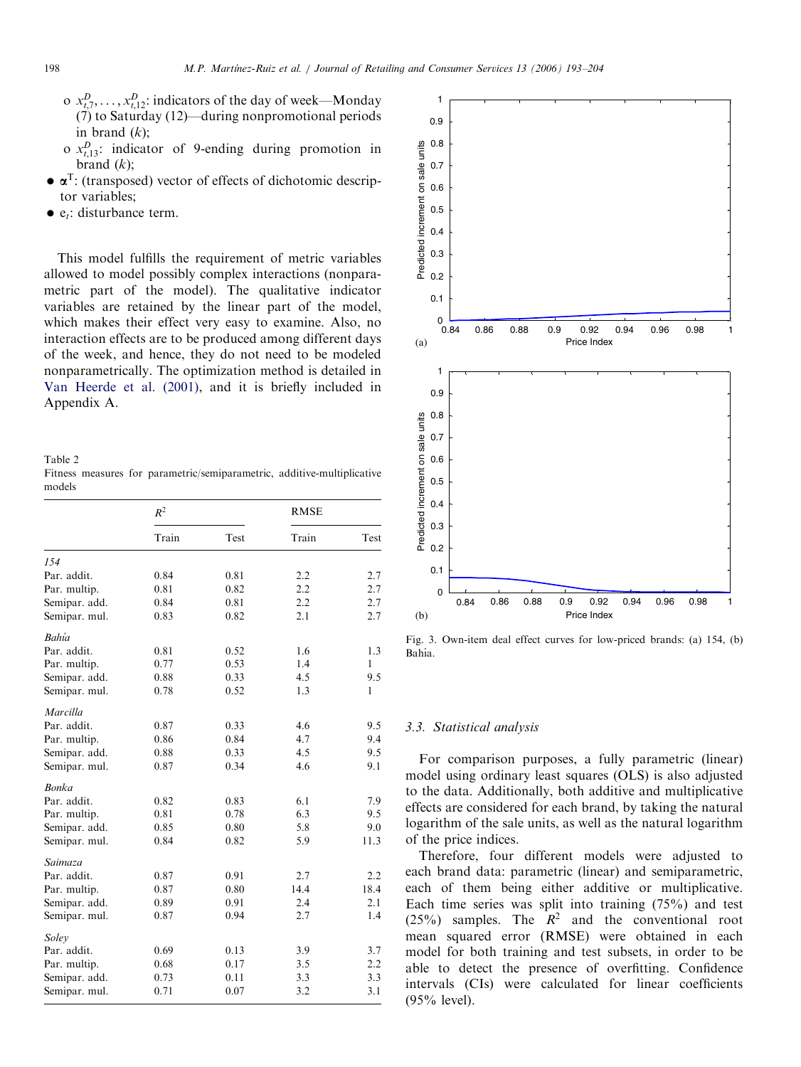- o $x^D_{t,7}, \ldots, x^D_{t,12}$: indicators of the day of week—Monday (7) to Saturday (12)—during nonpromotional periods in brand ($k$);
- o $x^D_{t,13}$: indicator of 9-ending during promotion in brand ($k$);

- $\boldsymbol{\alpha}^{\mathrm{T}}$: (transposed) vector of effects of dichotomic descriptor variables;
- $e_t$: disturbance term.

This model fulfills the requirement of metric variables allowed to model possibly complex interactions (nonparametric part of the model). The qualitative indicator variables are retained by the linear part of the model, which makes their effect very easy to examine. Also, no interaction effects are to be produced among different days of the week, and hence, they do not need to be modeled nonparametrically. The optimization method is detailed in Van Heerde et al. (2001), and it is briefly included in Appendix A.

Table 2
Fitness measures for parametric/semiparametric, additive-multiplicative models

| | $R^2$ | | RMSE | |
|---|---|---|---|---|
| | Train | Test | Train | Test |
| *154* | | | | |
| Par. addit. | 0.84 | 0.81 | 2.2 | 2.7 |
| Par. multip. | 0.81 | 0.82 | 2.2 | 2.7 |
| Semipar. add. | 0.84 | 0.81 | 2.2 | 2.7 |
| Semipar. mul. | 0.83 | 0.82 | 2.1 | 2.7 |
| *Bahía* | | | | |
| Par. addit. | 0.81 | 0.52 | 1.6 | 1.3 |
| Par. multip. | 0.77 | 0.53 | 1.4 | 1 |
| Semipar. add. | 0.88 | 0.33 | 4.5 | 9.5 |
| Semipar. mul. | 0.78 | 0.52 | 1.3 | 1 |
| *Marcilla* | | | | |
| Par. addit. | 0.87 | 0.33 | 4.6 | 9.5 |
| Par. multip. | 0.86 | 0.84 | 4.7 | 9.4 |
| Semipar. add. | 0.88 | 0.33 | 4.5 | 9.5 |
| Semipar. mul. | 0.87 | 0.34 | 4.6 | 9.1 |
| *Bonka* | | | | |
| Par. addit. | 0.82 | 0.83 | 6.1 | 7.9 |
| Par. multip. | 0.81 | 0.78 | 6.3 | 9.5 |
| Semipar. add. | 0.85 | 0.80 | 5.8 | 9.0 |
| Semipar. mul. | 0.84 | 0.82 | 5.9 | 11.3 |
| *Saimaza* | | | | |
| Par. addit. | 0.87 | 0.91 | 2.7 | 2.2 |
| Par. multip. | 0.87 | 0.80 | 14.4 | 18.4 |
| Semipar. add. | 0.89 | 0.91 | 2.4 | 2.1 |
| Semipar. mul. | 0.87 | 0.94 | 2.7 | 1.4 |
| *Soley* | | | | |
| Par. addit. | 0.69 | 0.13 | 3.9 | 3.7 |
| Par. multip. | 0.68 | 0.17 | 3.5 | 2.2 |
| Semipar. add. | 0.73 | 0.11 | 3.3 | 3.3 |
| Semipar. mul. | 0.71 | 0.07 | 3.2 | 3.1 |

Fig. 3. Own-item deal effect curves for low-priced brands: (a) 154, (b) Bahía.

### 3.3. Statistical analysis

For comparison purposes, a fully parametric (linear) model using ordinary least squares (OLS) is also adjusted to the data. Additionally, both additive and multiplicative effects are considered for each brand, by taking the natural logarithm of the sale units, as well as the natural logarithm of the price indices.

Therefore, four different models were adjusted to each brand data: parametric (linear) and semiparametric, each of them being either additive or multiplicative. Each time series was split into training (75%) and test (25%) samples. The $R^2$ and the conventional root mean squared error (RMSE) were obtained in each model for both training and test subsets, in order to be able to detect the presence of overfitting. Confidence intervals (CIs) were calculated for linear coefficients (95% level).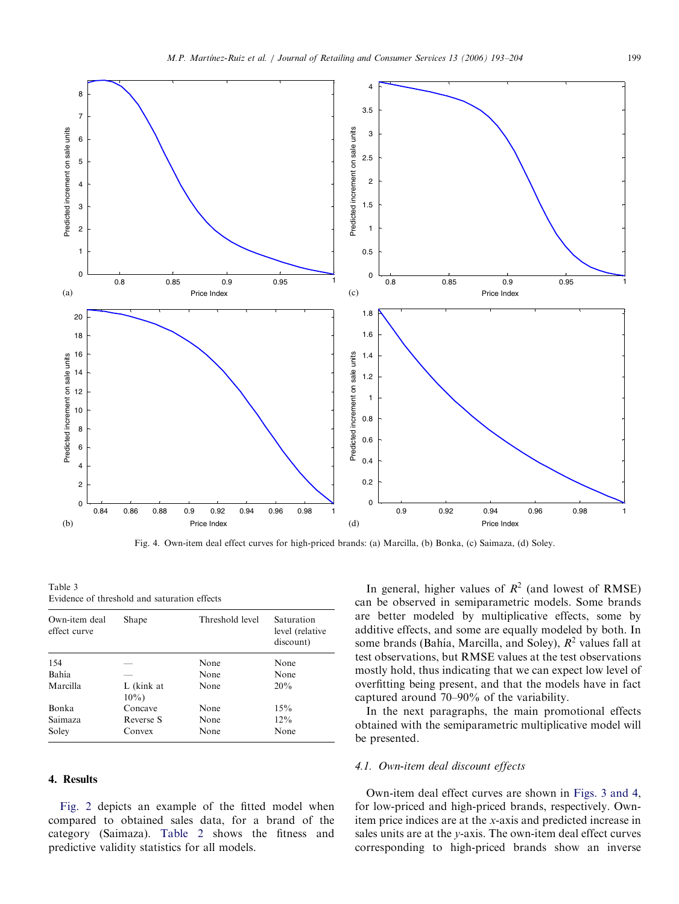Fig. 4. Own-item deal effect curves for high-priced brands: (a) Marcilla, (b) Bonka, (c) Saimaza, (d) Soley.

Table 3
Evidence of threshold and saturation effects

| Own-item deal effect curve | Shape | Threshold level | Saturation level (relative discount) |
|---|---|---|---|
| 154 | — | None | None |
| Bahía | — | None | None |
| Marcilla | L (kink at 10%) | None | 20% |
| Bonka | Concave | None | 15% |
| Saimaza | Reverse S | None | 12% |
| Soley | Convex | None | None |

## 4. Results

Fig. 2 depicts an example of the fitted model when compared to obtained sales data, for a brand of the category (Saimaza). Table 2 shows the fitness and predictive validity statistics for all models.

In general, higher values of $R^2$ (and lowest of RMSE) can be observed in semiparametric models. Some brands are better modeled by multiplicative effects, some by additive effects, and some are equally modeled by both. In some brands (Bahía, Marcilla, and Soley), $R^2$ values fall at test observations, but RMSE values at the test observations mostly hold, thus indicating that we can expect low level of overfitting being present, and that the models have in fact captured around 70–90% of the variability.

In the next paragraphs, the main promotional effects obtained with the semiparametric multiplicative model will be presented.

### 4.1. Own-item deal discount effects

Own-item deal effect curves are shown in Figs. 3 and 4, for low-priced and high-priced brands, respectively. Own-item price indices are at the x-axis and predicted increase in sales units are at the y-axis. The own-item deal effect curves corresponding to high-priced brands show an inverse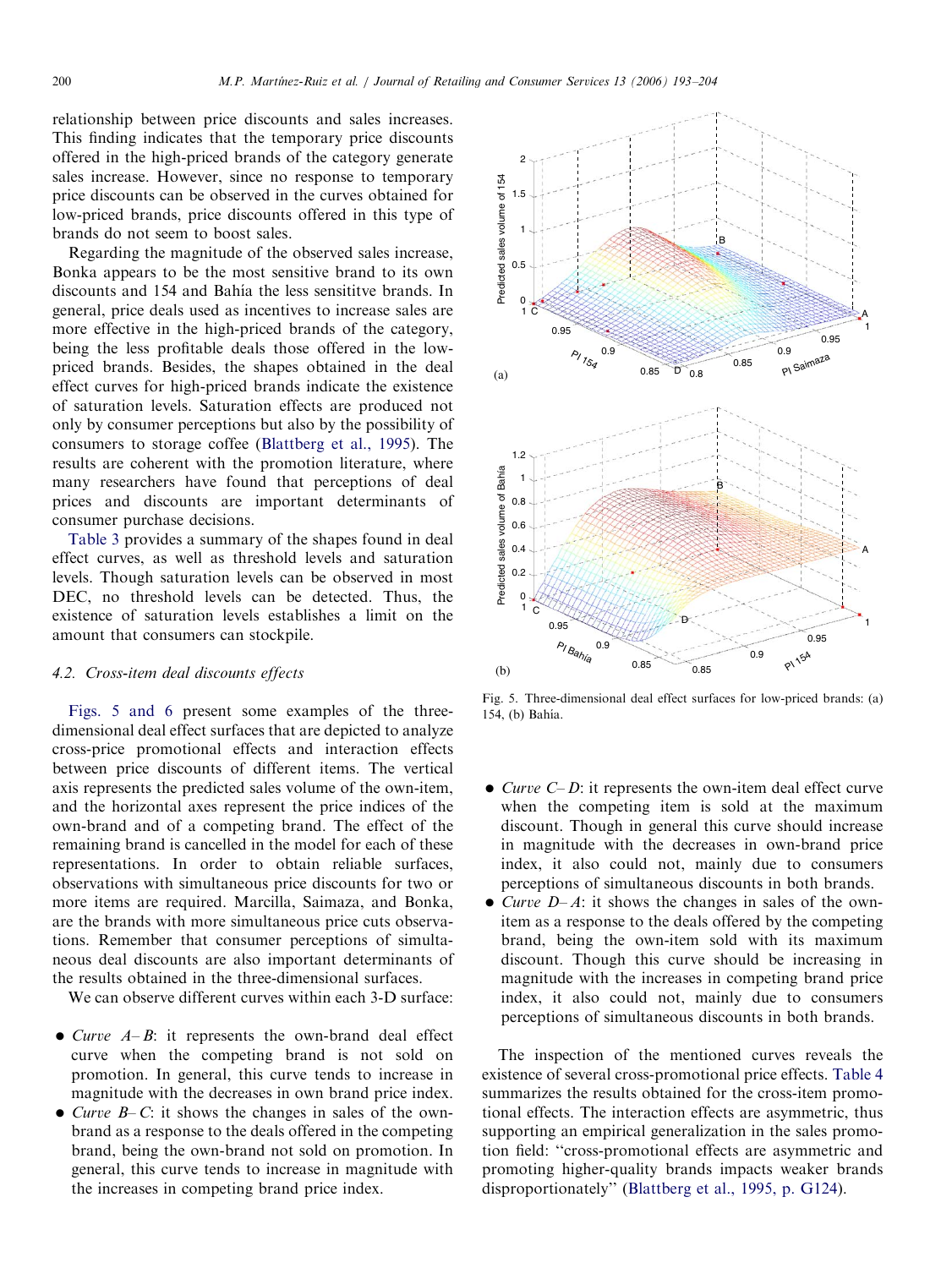relationship between price discounts and sales increases. This finding indicates that the temporary price discounts offered in the high-priced brands of the category generate sales increase. However, since no response to temporary price discounts can be observed in the curves obtained for low-priced brands, price discounts offered in this type of brands do not seem to boost sales.

Regarding the magnitude of the observed sales increase, Bonka appears to be the most sensitive brand to its own discounts and 154 and Bahía the less sensititve brands. In general, price deals used as incentives to increase sales are more effective in the high-priced brands of the category, being the less profitable deals those offered in the low-priced brands. Besides, the shapes obtained in the deal effect curves for high-priced brands indicate the existence of saturation levels. Saturation effects are produced not only by consumer perceptions but also by the possibility of consumers to storage coffee (Blattberg et al., 1995). The results are coherent with the promotion literature, where many researchers have found that perceptions of deal prices and discounts are important determinants of consumer purchase decisions.

Table 3 provides a summary of the shapes found in deal effect curves, as well as threshold levels and saturation levels. Though saturation levels can be observed in most DEC, no threshold levels can be detected. Thus, the existence of saturation levels establishes a limit on the amount that consumers can stockpile.

### 4.2. Cross-item deal discounts effects

Figs. 5 and 6 present some examples of the three-dimensional deal effect surfaces that are depicted to analyze cross-price promotional effects and interaction effects between price discounts of different items. The vertical axis represents the predicted sales volume of the own-item, and the horizontal axes represent the price indices of the own-brand and of a competing brand. The effect of the remaining brand is cancelled in the model for each of these representations. In order to obtain reliable surfaces, observations with simultaneous price discounts for two or more items are required. Marcilla, Saimaza, and Bonka, are the brands with more simultaneous price cuts observations. Remember that consumer perceptions of simultaneous deal discounts are also important determinants of the results obtained in the three-dimensional surfaces.

We can observe different curves within each 3-D surface:

- *Curve A–B*: it represents the own-brand deal effect curve when the competing brand is not sold on promotion. In general, this curve tends to increase in magnitude with the decreases in own brand price index.
- *Curve B–C*: it shows the changes in sales of the own-brand as a response to the deals offered in the competing brand, being the own-brand not sold on promotion. In general, this curve tends to increase in magnitude with the increases in competing brand price index.
- *Curve C–D*: it represents the own-item deal effect curve when the competing item is sold at the maximum discount. Though in general this curve should increase in magnitude with the decreases in own-brand price index, it also could not, mainly due to consumers perceptions of simultaneous discounts in both brands.
- *Curve D–A*: it shows the changes in sales of the own-item as a response to the deals offered by the competing brand, being the own-item sold with its maximum discount. Though this curve should be increasing in magnitude with the increases in competing brand price index, it also could not, mainly due to consumers perceptions of simultaneous discounts in both brands.

Fig. 5. Three-dimensional deal effect surfaces for low-priced brands: (a) 154, (b) Bahía.

The inspection of the mentioned curves reveals the existence of several cross-promotional price effects. Table 4 summarizes the results obtained for the cross-item promotional effects. The interaction effects are asymmetric, thus supporting an empirical generalization in the sales promotion field: "cross-promotional effects are asymmetric and promoting higher-quality brands impacts weaker brands disproportionately" (Blattberg et al., 1995, p. G124).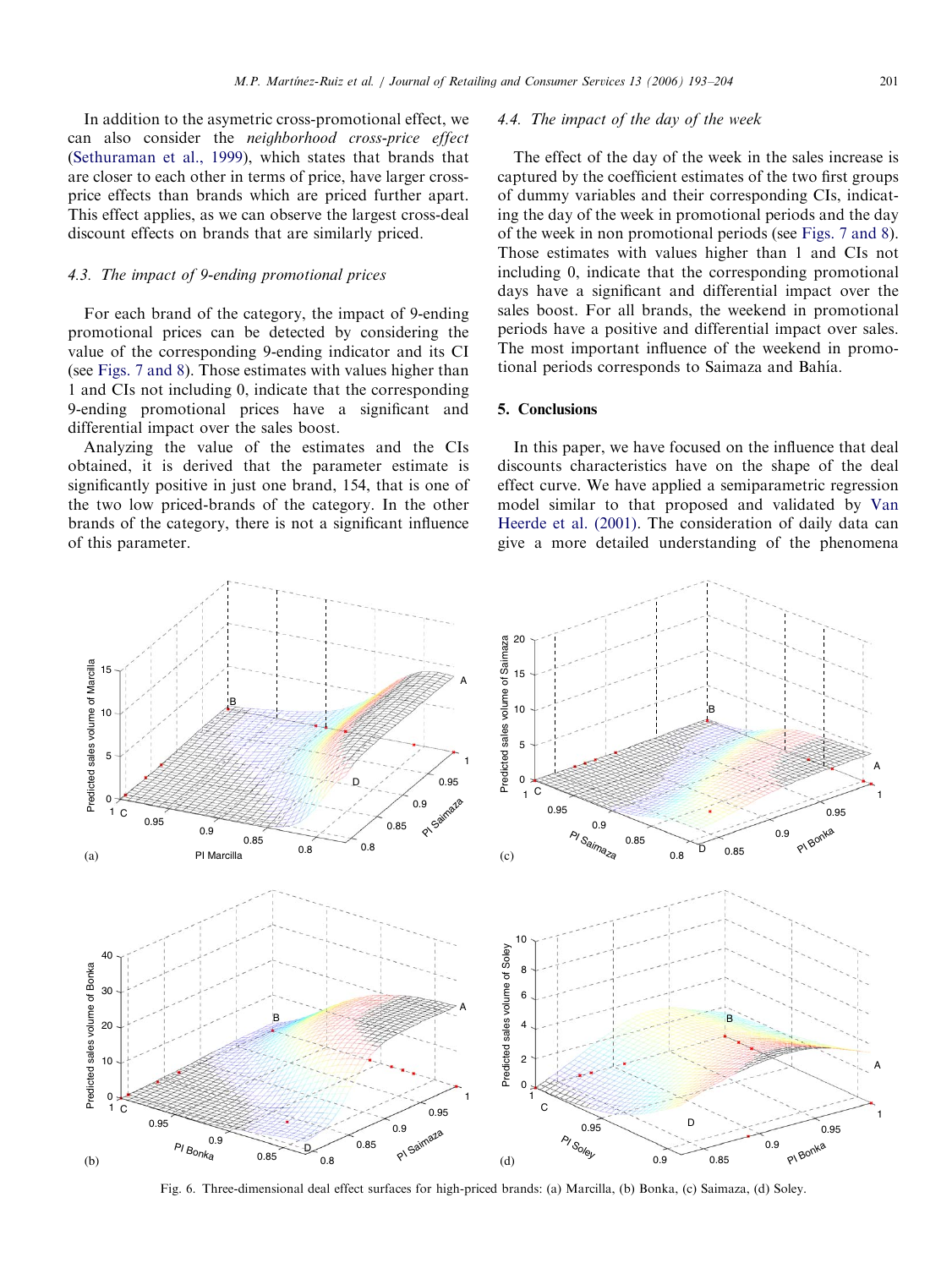In addition to the asymetric cross-promotional effect, we can also consider the *neighborhood cross-price effect* (Sethuraman et al., 1999), which states that brands that are closer to each other in terms of price, have larger cross-price effects than brands which are priced further apart. This effect applies, as we can observe the largest cross-deal discount effects on brands that are similarly priced.

### *4.3. The impact of 9-ending promotional prices*

For each brand of the category, the impact of 9-ending promotional prices can be detected by considering the value of the corresponding 9-ending indicator and its CI (see Figs. 7 and 8). Those estimates with values higher than 1 and CIs not including 0, indicate that the corresponding 9-ending promotional prices have a significant and differential impact over the sales boost.

Analyzing the value of the estimates and the CIs obtained, it is derived that the parameter estimate is significantly positive in just one brand, 154, that is one of the two low priced-brands of the category. In the other brands of the category, there is not a significant influence of this parameter.

### *4.4. The impact of the day of the week*

The effect of the day of the week in the sales increase is captured by the coefficient estimates of the two first groups of dummy variables and their corresponding CIs, indicating the day of the week in promotional periods and the day of the week in non promotional periods (see Figs. 7 and 8). Those estimates with values higher than 1 and CIs not including 0, indicate that the corresponding promotional days have a significant and differential impact over the sales boost. For all brands, the weekend in promotional periods have a positive and differential impact over sales. The most important influence of the weekend in promotional periods corresponds to Saimaza and Bahía.

## 5. Conclusions

In this paper, we have focused on the influence that deal discounts characteristics have on the shape of the deal effect curve. We have applied a semiparametric regression model similar to that proposed and validated by Van Heerde et al. (2001). The consideration of daily data can give a more detailed understanding of the phenomena

Fig. 6. Three-dimensional deal effect surfaces for high-priced brands: (a) Marcilla, (b) Bonka, (c) Saimaza, (d) Soley.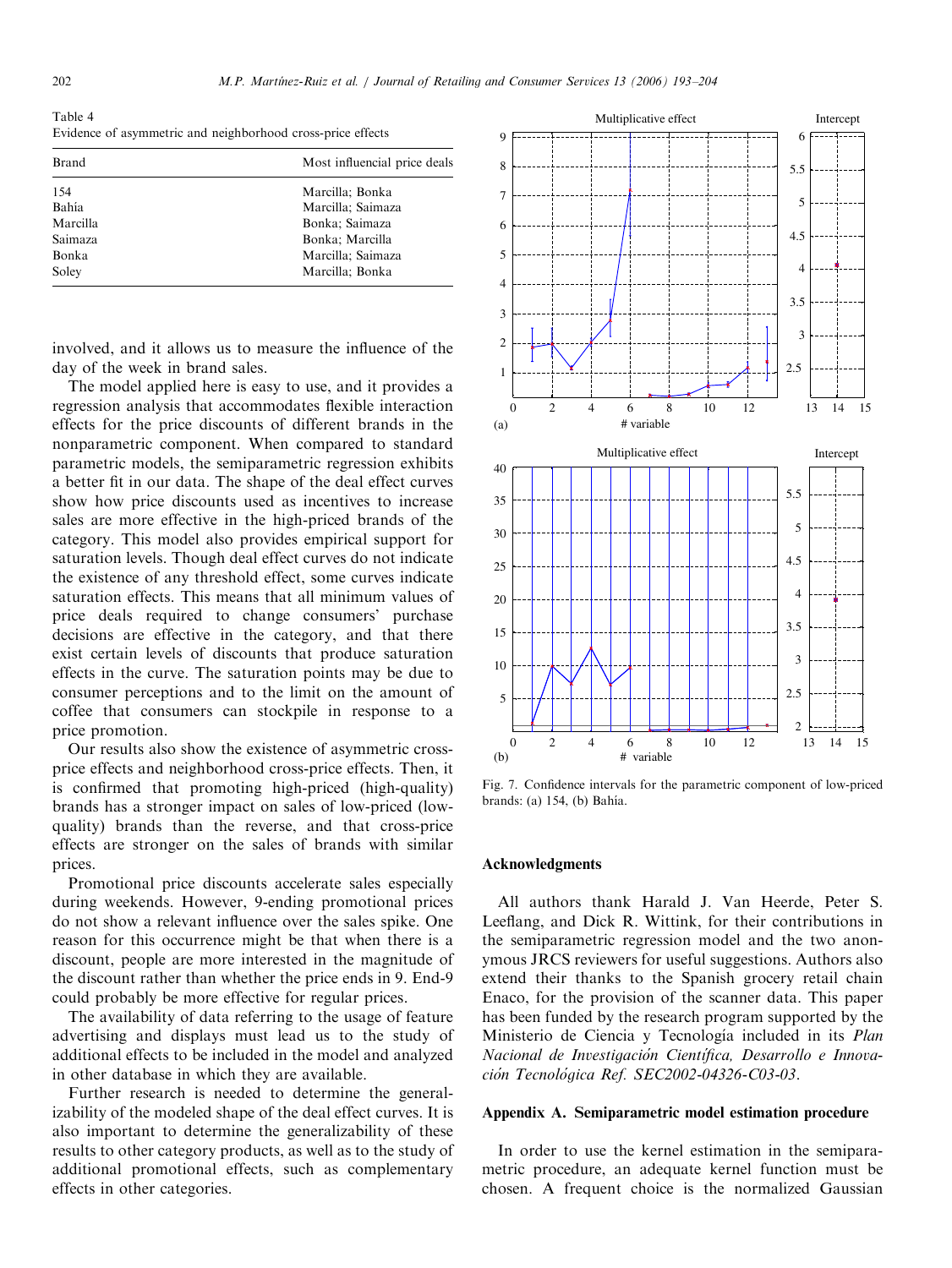Table 4
Evidence of asymmetric and neighborhood cross-price effects

| Brand | Most influencial price deals |
|---|---|
| 154 | Marcilla; Bonka |
| Bahía | Marcilla; Saimaza |
| Marcilla | Bonka; Saimaza |
| Saimaza | Bonka; Marcilla |
| Bonka | Marcilla; Saimaza |
| Soley | Marcilla; Bonka |

involved, and it allows us to measure the influence of the day of the week in brand sales.

The model applied here is easy to use, and it provides a regression analysis that accommodates flexible interaction effects for the price discounts of different brands in the nonparametric component. When compared to standard parametric models, the semiparametric regression exhibits a better fit in our data. The shape of the deal effect curves show how price discounts used as incentives to increase sales are more effective in the high-priced brands of the category. This model also provides empirical support for saturation levels. Though deal effect curves do not indicate the existence of any threshold effect, some curves indicate saturation effects. This means that all minimum values of price deals required to change consumers' purchase decisions are effective in the category, and that there exist certain levels of discounts that produce saturation effects in the curve. The saturation points may be due to consumer perceptions and to the limit on the amount of coffee that consumers can stockpile in response to a price promotion.

Our results also show the existence of asymmetric cross-price effects and neighborhood cross-price effects. Then, it is confirmed that promoting high-priced (high-quality) brands has a stronger impact on sales of low-priced (low-quality) brands than the reverse, and that cross-price effects are stronger on the sales of brands with similar prices.

Promotional price discounts accelerate sales especially during weekends. However, 9-ending promotional prices do not show a relevant influence over the sales spike. One reason for this occurrence might be that when there is a discount, people are more interested in the magnitude of the discount rather than whether the price ends in 9. End-9 could probably be more effective for regular prices.

The availability of data referring to the usage of feature advertising and displays must lead us to the study of additional effects to be included in the model and analyzed in other database in which they are available.

Further research is needed to determine the generalizability of the modeled shape of the deal effect curves. It is also important to determine the generalizability of these results to other category products, as well as to the study of additional promotional effects, such as complementary effects in other categories.

(a)
Multiplicative effect
Intercept
# variable

(b)
Multiplicative effect
Intercept
# variable

Fig. 7. Confidence intervals for the parametric component of low-priced brands: (a) 154, (b) Bahía.

## Acknowledgments

All authors thank Harald J. Van Heerde, Peter S. Leeflang, and Dick R. Wittink, for their contributions in the semiparametric regression model and the two anonymous JRCS reviewers for useful suggestions. Authors also extend their thanks to the Spanish grocery retail chain Enaco, for the provision of the scanner data. This paper has been funded by the research program supported by the Ministerio de Ciencia y Tecnología included in its *Plan Nacional de Investigación Científica, Desarrollo e Innovación Tecnológica Ref. SEC2002-04326-C03-03*.

## Appendix A. Semiparametric model estimation procedure

In order to use the kernel estimation in the semiparametric procedure, an adequate kernel function must be chosen. A frequent choice is the normalized Gaussian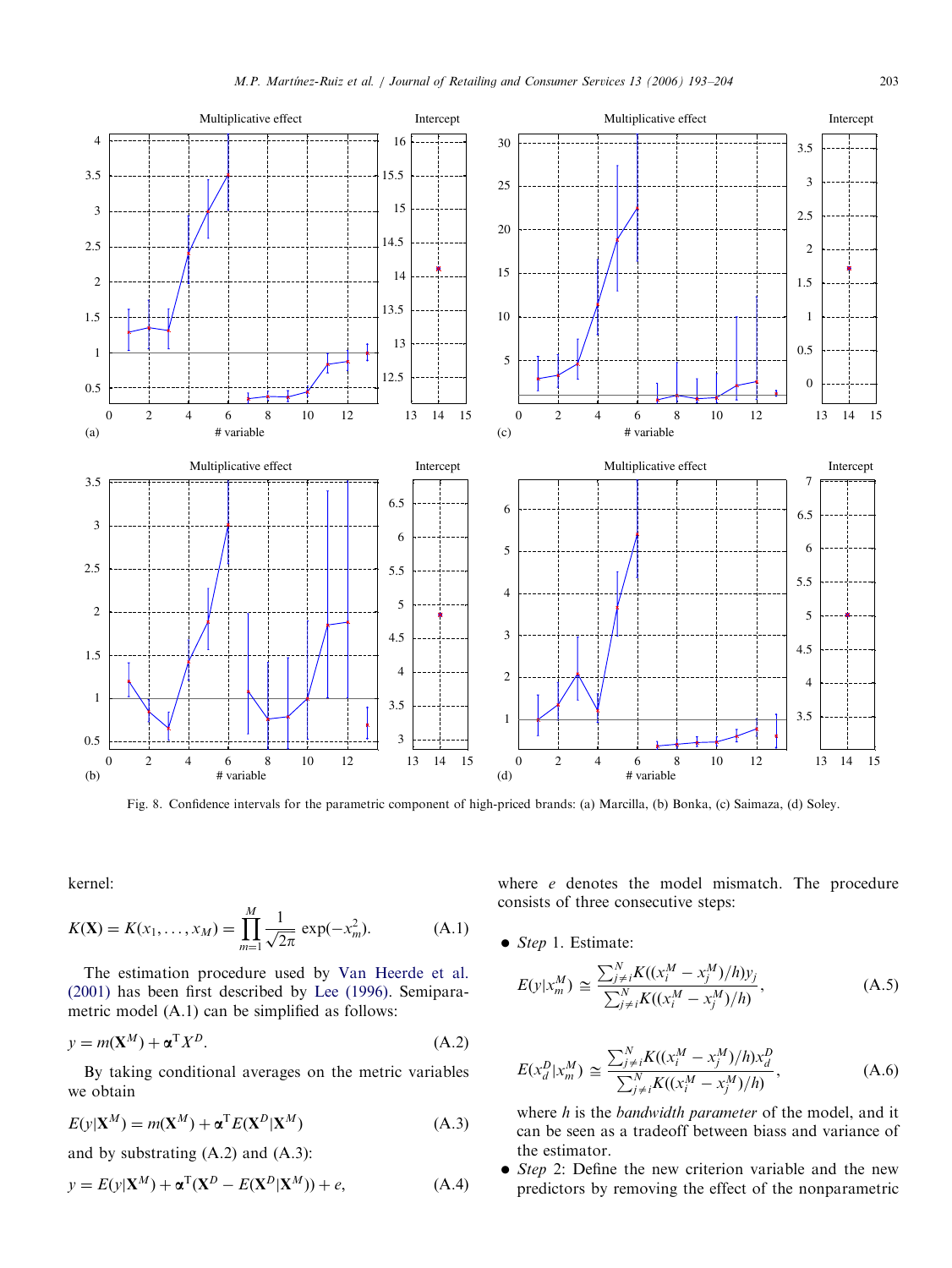Fig. 8. Confidence intervals for the parametric component of high-priced brands: (a) Marcilla, (b) Bonka, (c) Saimaza, (d) Soley.

kernel:

$$K(\mathbf{X}) = K(x_1, \ldots, x_M) = \prod_{m=1}^{M} \frac{1}{\sqrt{2\pi}} \exp(-x_m^2). \tag{A.1}$$

The estimation procedure used by Van Heerde et al. (2001) has been first described by Lee (1996). Semiparametric model (A.1) can be simplified as follows:

$$y = m(\mathbf{X}^M) + \boldsymbol{\alpha}^\mathsf{T} X^D. \tag{A.2}$$

By taking conditional averages on the metric variables we obtain

$$E(y|\mathbf{X}^M) = m(\mathbf{X}^M) + \boldsymbol{\alpha}^\mathsf{T} E(\mathbf{X}^D|\mathbf{X}^M) \tag{A.3}$$

and by substrating (A.2) and (A.3):

$$y = E(y|\mathbf{X}^M) + \boldsymbol{\alpha}^\mathsf{T}(\mathbf{X}^D - E(\mathbf{X}^D|\mathbf{X}^M)) + e, \tag{A.4}$$

where $e$ denotes the model mismatch. The procedure consists of three consecutive steps:

- *Step* 1. Estimate:

$$E(y|x_m^M) \cong \frac{\sum_{j \neq i}^{N} K((x_i^M - x_j^M)/h) y_j}{\sum_{j \neq i}^{N} K((x_i^M - x_j^M)/h)}, \tag{A.5}$$

$$E(x_d^D|x_m^M) \cong \frac{\sum_{j \neq i}^{N} K((x_i^M - x_j^M)/h) x_d^D}{\sum_{j \neq i}^{N} K((x_i^M - x_j^M)/h)}, \tag{A.6}$$

where $h$ is the *bandwidth parameter* of the model, and it can be seen as a tradeoff between biass and variance of the estimator.

- *Step* 2: Define the new criterion variable and the new predictors by removing the effect of the nonparametric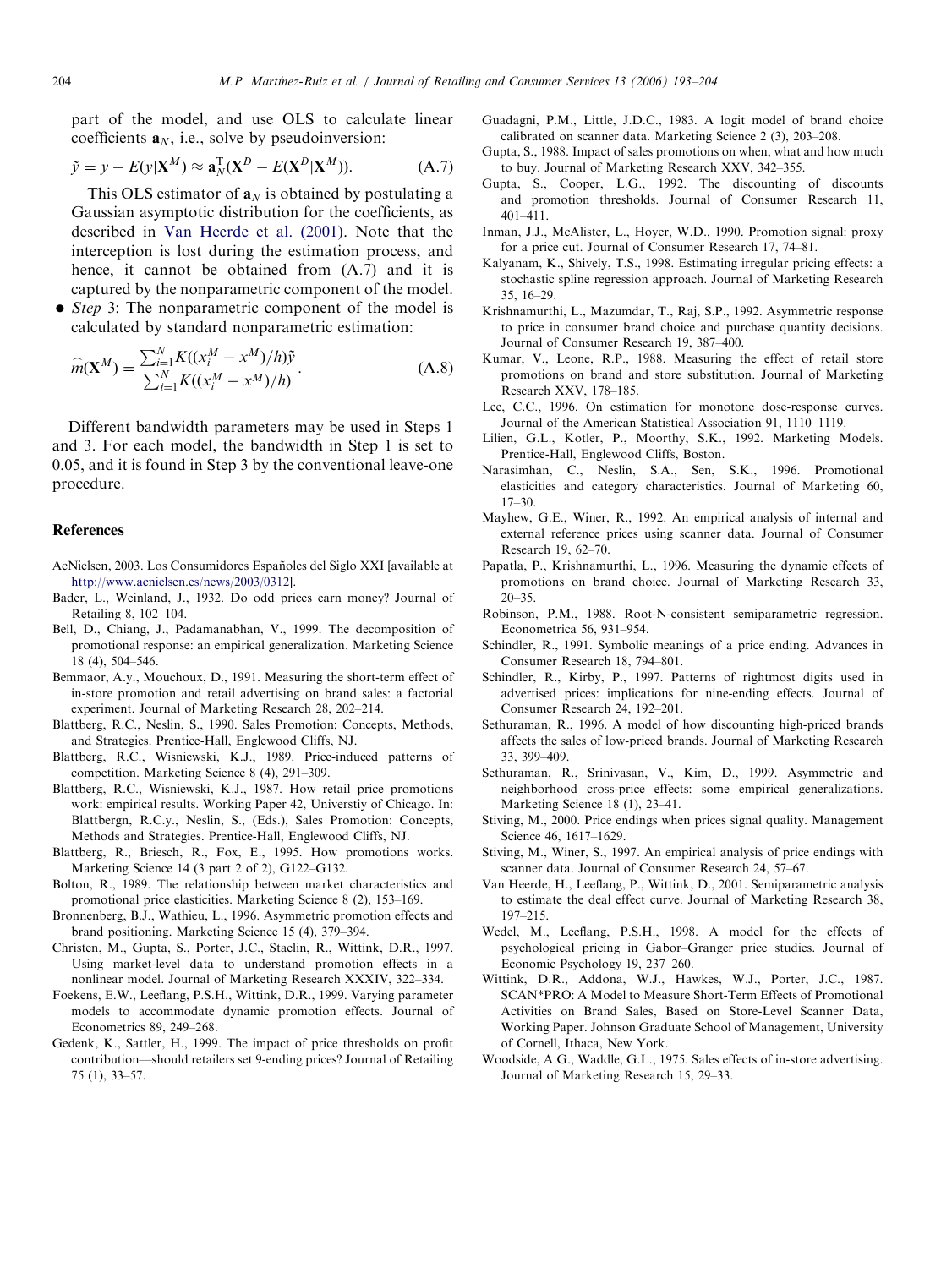part of the model, and use OLS to calculate linear coefficients $\mathbf{a}_N$, i.e., solve by pseudoinversion:

$$\tilde{y} = y - E(y|\mathbf{X}^M) \approx \mathbf{a}_N^{\mathrm{T}}(\mathbf{X}^D - E(\mathbf{X}^D|\mathbf{X}^M)). \quad \text{(A.7)}$$

This OLS estimator of $\mathbf{a}_N$ is obtained by postulating a Gaussian asymptotic distribution for the coefficients, as described in Van Heerde et al. (2001). Note that the interception is lost during the estimation process, and hence, it cannot be obtained from (A.7) and it is captured by the nonparametric component of the model.

- *Step* 3: The nonparametric component of the model is calculated by standard nonparametric estimation:

$$\widehat{m}(\mathbf{X}^M) = \frac{\sum_{i=1}^{N} K((x_i^M - x^M)/h)\tilde{y}}{\sum_{i=1}^{N} K((x_i^M - x^M)/h)}. \quad \text{(A.8)}$$

Different bandwidth parameters may be used in Steps 1 and 3. For each model, the bandwidth in Step 1 is set to 0.05, and it is found in Step 3 by the conventional leave-one procedure.

## References

AcNielsen, 2003. Los Consumidores Españoles del Siglo XXI [available at http://www.acnielsen.es/news/2003/0312].

Bader, L., Weinland, J., 1932. Do odd prices earn money? Journal of Retailing 8, 102–104.

Bell, D., Chiang, J., Padamanabhan, V., 1999. The decomposition of promotional response: an empirical generalization. Marketing Science 18 (4), 504–546.

Bemmaor, A.y., Mouchoux, D., 1991. Measuring the short-term effect of in-store promotion and retail advertising on brand sales: a factorial experiment. Journal of Marketing Research 28, 202–214.

Blattberg, R.C., Neslin, S., 1990. Sales Promotion: Concepts, Methods, and Strategies. Prentice-Hall, Englewood Cliffs, NJ.

Blattberg, R.C., Wisniewski, K.J., 1989. Price-induced patterns of competition. Marketing Science 8 (4), 291–309.

Blattberg, R.C., Wisniewski, K.J., 1987. How retail price promotions work: empirical results. Working Paper 42, Universtiy of Chicago. In: Blattbergn, R.C.y., Neslin, S., (Eds.), Sales Promotion: Concepts, Methods and Strategies. Prentice-Hall, Englewood Cliffs, NJ.

Blattberg, R., Briesch, R., Fox, E., 1995. How promotions works. Marketing Science 14 (3 part 2 of 2), G122–G132.

Bolton, R., 1989. The relationship between market characteristics and promotional price elasticities. Marketing Science 8 (2), 153–169.

Bronnenberg, B.J., Wathieu, L., 1996. Asymmetric promotion effects and brand positioning. Marketing Science 15 (4), 379–394.

Christen, M., Gupta, S., Porter, J.C., Staelin, R., Wittink, D.R., 1997. Using market-level data to understand promotion effects in a nonlinear model. Journal of Marketing Research XXXIV, 322–334.

Foekens, E.W., Leeflang, P.S.H., Wittink, D.R., 1999. Varying parameter models to accommodate dynamic promotion effects. Journal of Econometrics 89, 249–268.

Gedenk, K., Sattler, H., 1999. The impact of price thresholds on profit contribution—should retailers set 9-ending prices? Journal of Retailing 75 (1), 33–57.

Guadagni, P.M., Little, J.D.C., 1983. A logit model of brand choice calibrated on scanner data. Marketing Science 2 (3), 203–208.

Gupta, S., 1988. Impact of sales promotions on when, what and how much to buy. Journal of Marketing Research XXV, 342–355.

Gupta, S., Cooper, L.G., 1992. The discounting of discounts and promotion thresholds. Journal of Consumer Research 11, 401–411.

Inman, J.J., McAlister, L., Hoyer, W.D., 1990. Promotion signal: proxy for a price cut. Journal of Consumer Research 17, 74–81.

Kalyanam, K., Shively, T.S., 1998. Estimating irregular pricing effects: a stochastic spline regression approach. Journal of Marketing Research 35, 16–29.

Krishnamurthi, L., Mazumdar, T., Raj, S.P., 1992. Asymmetric response to price in consumer brand choice and purchase quantity decisions. Journal of Consumer Research 19, 387–400.

Kumar, V., Leone, R.P., 1988. Measuring the effect of retail store promotions on brand and store substitution. Journal of Marketing Research XXV, 178–185.

Lee, C.C., 1996. On estimation for monotone dose-response curves. Journal of the American Statistical Association 91, 1110–1119.

Lilien, G.L., Kotler, P., Moorthy, S.K., 1992. Marketing Models. Prentice-Hall, Englewood Cliffs, Boston.

Narasimhan, C., Neslin, S.A., Sen, S.K., 1996. Promotional elasticities and category characteristics. Journal of Marketing 60, 17–30.

Mayhew, G.E., Winer, R., 1992. An empirical analysis of internal and external reference prices using scanner data. Journal of Consumer Research 19, 62–70.

Papatla, P., Krishnamurthi, L., 1996. Measuring the dynamic effects of promotions on brand choice. Journal of Marketing Research 33, 20–35.

Robinson, P.M., 1988. Root-N-consistent semiparametric regression. Econometrica 56, 931–954.

Schindler, R., 1991. Symbolic meanings of a price ending. Advances in Consumer Research 18, 794–801.

Schindler, R., Kirby, P., 1997. Patterns of rightmost digits used in advertised prices: implications for nine-ending effects. Journal of Consumer Research 24, 192–201.

Sethuraman, R., 1996. A model of how discounting high-priced brands affects the sales of low-priced brands. Journal of Marketing Research 33, 399–409.

Sethuraman, R., Srinivasan, V., Kim, D., 1999. Asymmetric and neighborhood cross-price effects: some empirical generalizations. Marketing Science 18 (1), 23–41.

Stiving, M., 2000. Price endings when prices signal quality. Management Science 46, 1617–1629.

Stiving, M., Winer, S., 1997. An empirical analysis of price endings with scanner data. Journal of Consumer Research 24, 57–67.

Van Heerde, H., Leeflang, P., Wittink, D., 2001. Semiparametric analysis to estimate the deal effect curve. Journal of Marketing Research 38, 197–215.

Wedel, M., Leeflang, P.S.H., 1998. A model for the effects of psychological pricing in Gabor–Granger price studies. Journal of Economic Psychology 19, 237–260.

Wittink, D.R., Addona, W.J., Hawkes, W.J., Porter, J.C., 1987. SCAN*PRO: A Model to Measure Short-Term Effects of Promotional Activities on Brand Sales, Based on Store-Level Scanner Data, Working Paper. Johnson Graduate School of Management, University of Cornell, Ithaca, New York.

Woodside, A.G., Waddle, G.L., 1975. Sales effects of in-store advertising. Journal of Marketing Research 15, 29–33.